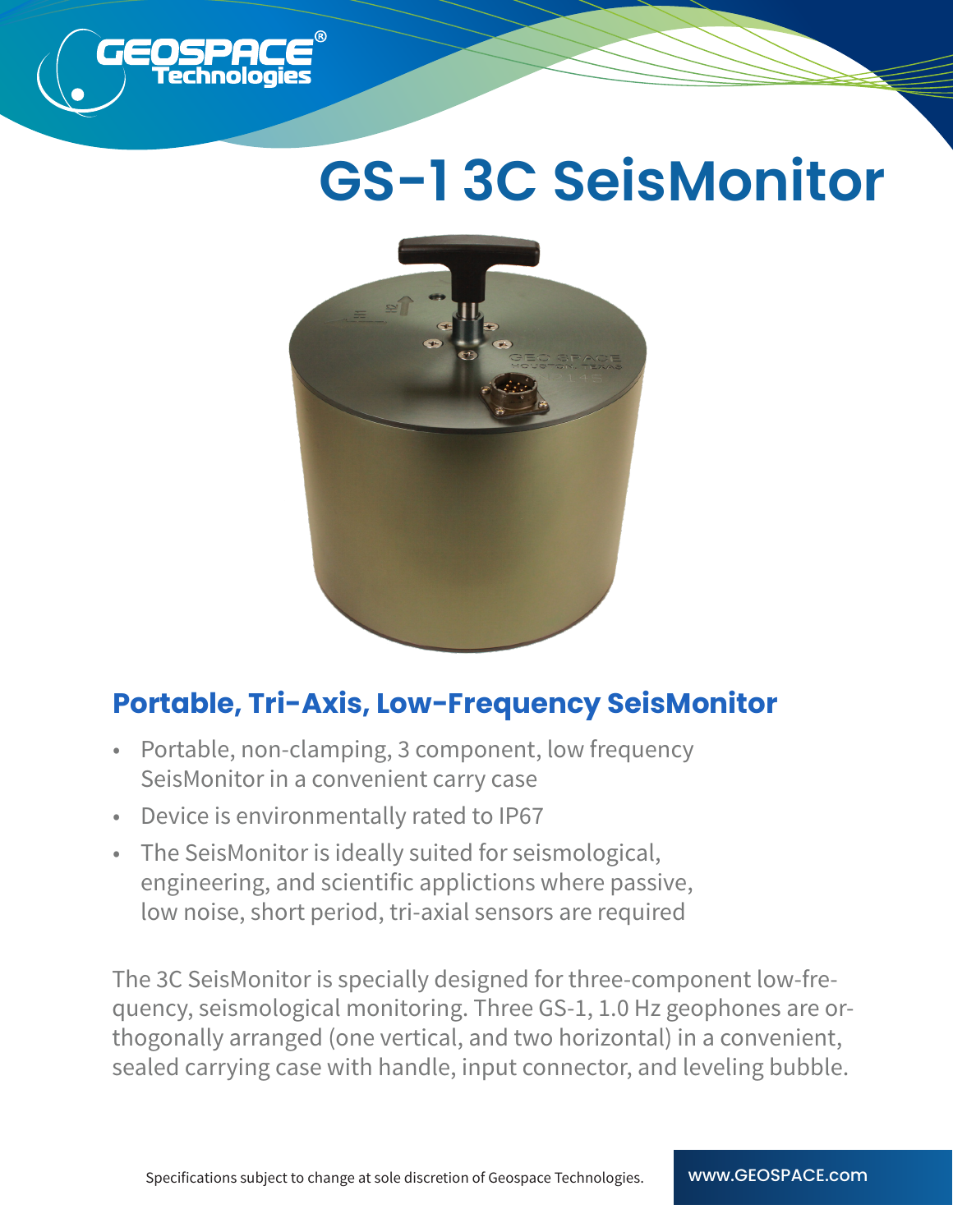# GS-1 3C SeisMonitor

## Portable, Tri-Axis, Low-Frequency SeisMonitor

- Portable, non-clamping, 3 component, low frequency SeisMonitor in a convenient carry case
- Device is environmentally rated to IP67
- The SeisMonitor is ideally suited for seismological, engineering, and scientific applictions where passive, low noise, short period, tri-axial sensors are required

The 3C SeisMonitor is specially designed for three-component low-frequency, seismological monitoring. Three GS-1, 1.0 Hz geophones are orthogonally arranged (one vertical, and two horizontal) in a convenient, sealed carrying case with handle, input connector, and leveling bubble.

Specifications subject to change at sole discretion of Geospace Technologies.

www.GEOSPACE.com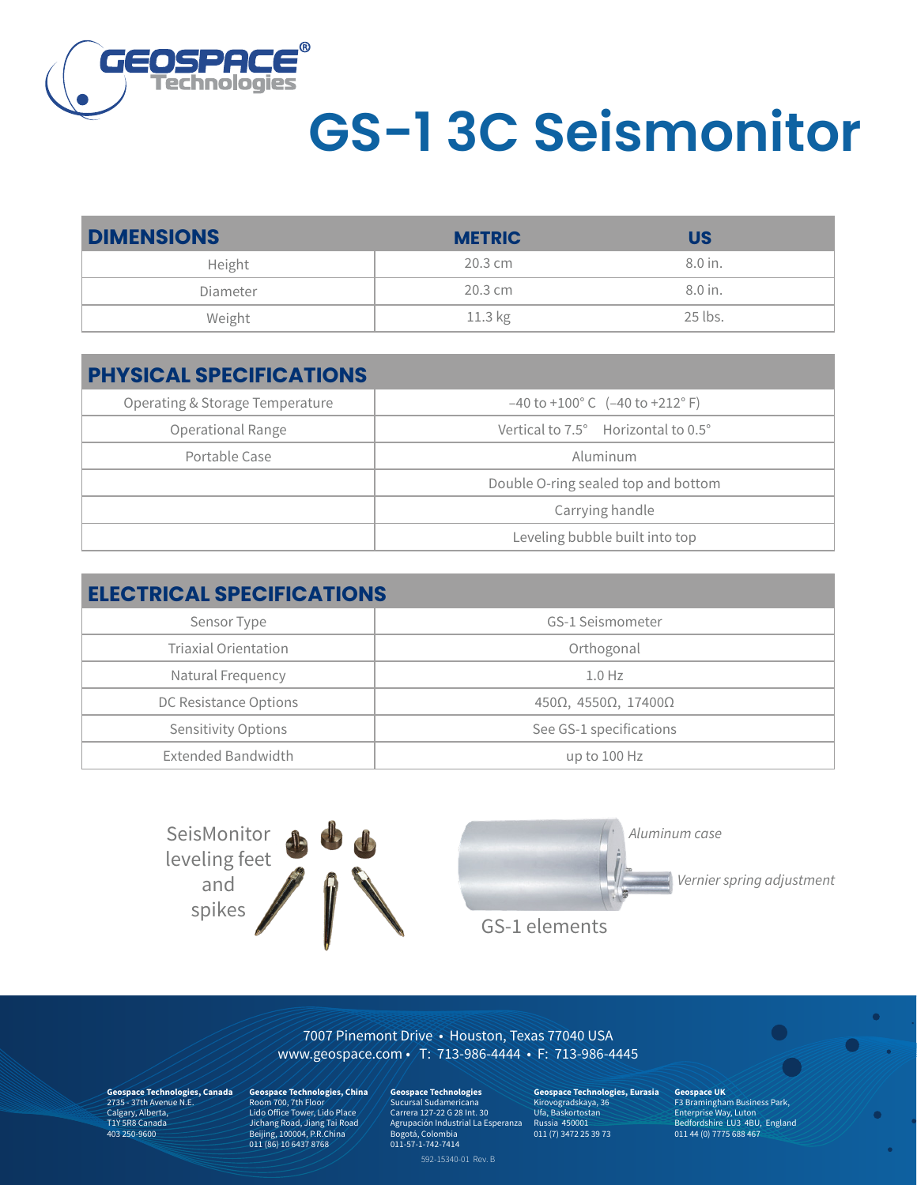# GS-1 3C Seismonitor

| DIMENSIONS | METRIC | US |
|---|---|---|
| Height | 20.3 cm | 8.0 in. |
| Diameter | 20.3 cm | 8.0 in. |
| Weight | 11.3 kg | 25 lbs. |

| PHYSICAL SPECIFICATIONS | |
|---|---|
| Operating & Storage Temperature | –40 to +100° C (–40 to +212° F) |
| Operational Range | Vertical to 7.5° Horizontal to 0.5° |
| Portable Case | Aluminum |
| | Double O-ring sealed top and bottom |
| | Carrying handle |
| | Leveling bubble built into top |

| ELECTRICAL SPECIFICATIONS | |
|---|---|
| Sensor Type | GS-1 Seismometer |
| Triaxial Orientation | Orthogonal |
| Natural Frequency | 1.0 Hz |
| DC Resistance Options | 450Ω, 4550Ω, 17400Ω |
| Sensitivity Options | See GS-1 specifications |
| Extended Bandwidth | up to 100 Hz |

SeisMonitor leveling feet and spikes

*Aluminum case*

*Vernier spring adjustment*

GS-1 elements

7007 Pinemont Drive • Houston, Texas 77040 USA
www.geospace.com • T: 713-986-4444 • F: 713-986-4445

**Geospace Technologies, Canada**
2735 - 37th Avenue N.E.
Calgary, Alberta,
T1Y 5R8 Canada
403 250-9600

**Geospace Technologies, China**
Room 700, 7th Floor
Lido Office Tower, Lido Place
Jichang Road, Jiang Tai Road
Beijing, 100004, P.R.China
011 (86) 10 6437 8768

**Geospace Technologies**
Sucursal Sudamericana
Carrera 127-22 G 28 Int. 30
Agrupación Industrial La Esperanza
Bogotá, Colombia
011-57-1-742-7414

**Geospace Technologies, Eurasia**
Kirovogradskaya, 36
Ufa, Baskortostan
Russia 450001
011 (7) 3472 25 39 73

**Geospace UK**
F3 Bramingham Business Park,
Enterprise Way, Luton
Bedfordshire LU3 4BU, England
011 44 (0) 7775 688 467

592-15340-01 Rev. B